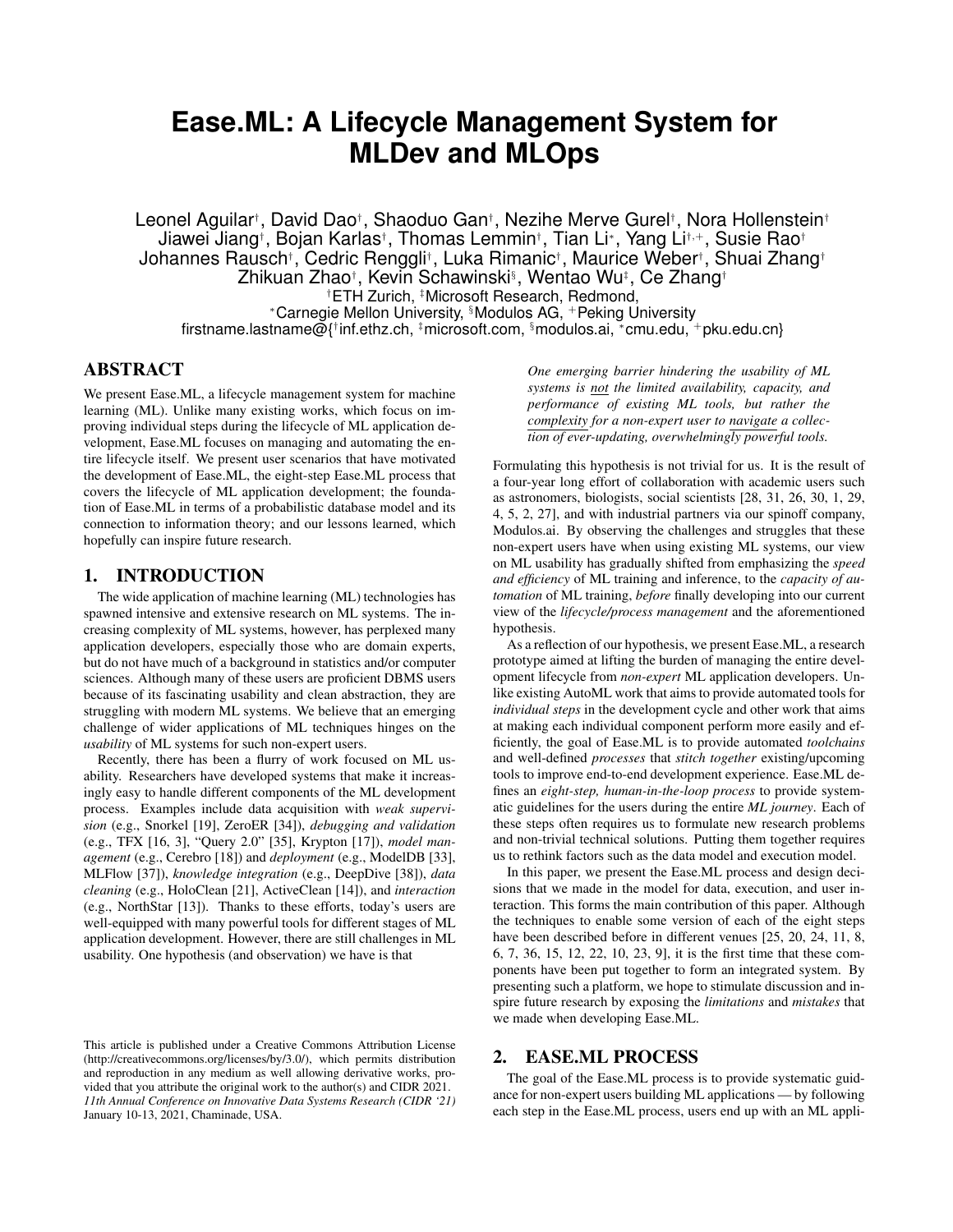# Ease.ML: A Lifecycle Management System for MLDev and MLOps

Leonel Aguilar[†], David Dao[†], Shaoduo Gan[†], Nezihe Merve Gurel[†], Nora Hollenstein[†]
Jiawei Jiang[†], Bojan Karlas[†], Thomas Lemmin[†], Tian Li[*], Yang Li[†,+], Susie Rao[†]
Johannes Rausch[†], Cedric Renggli[†], Luka Rimanic[†], Maurice Weber[†], Shuai Zhang[†]
Zhikuan Zhao[†], Kevin Schawinski[§], Wentao Wu[‡], Ce Zhang[†]

[†]ETH Zurich, [‡]Microsoft Research, Redmond,
[*]Carnegie Mellon University, [§]Modulos AG, [+]Peking University
firstname.lastname@{[†]inf.ethz.ch, [‡]microsoft.com, [§]modulos.ai, [*]cmu.edu, [+]pku.edu.cn}

## ABSTRACT

We present Ease.ML, a lifecycle management system for machine learning (ML). Unlike many existing works, which focus on improving individual steps during the lifecycle of ML application development, Ease.ML focuses on managing and automating the entire lifecycle itself. We present user scenarios that have motivated the development of Ease.ML, the eight-step Ease.ML process that covers the lifecycle of ML application development; the foundation of Ease.ML in terms of a probabilistic database model and its connection to information theory; and our lessons learned, which hopefully can inspire future research.

## 1. INTRODUCTION

The wide application of machine learning (ML) technologies has spawned intensive and extensive research on ML systems. The increasing complexity of ML systems, however, has perplexed many application developers, especially those who are domain experts, but do not have much of a background in statistics and/or computer sciences. Although many of these users are proficient DBMS users because of its fascinating usability and clean abstraction, they are struggling with modern ML systems. We believe that an emerging challenge of wider applications of ML techniques hinges on the *usability* of ML systems for such non-expert users.

Recently, there has been a flurry of work focused on ML usability. Researchers have developed systems that make it increasingly easy to handle different components of the ML development process. Examples include data acquisition with *weak supervision* (e.g., Snorkel [19], ZeroER [34]), *debugging and validation* (e.g., TFX [16, 3], "Query 2.0" [35], Krypton [17]), *model management* (e.g., Cerebro [18]) and *deployment* (e.g., ModelDB [33], MLFlow [37]), *knowledge integration* (e.g., DeepDive [38]), *data cleaning* (e.g., HoloClean [21], ActiveClean [14]), and *interaction* (e.g., NorthStar [13]). Thanks to these efforts, today's users are well-equipped with many powerful tools for different stages of ML application development. However, there are still challenges in ML usability. One hypothesis (and observation) we have is that

> *One emerging barrier hindering the usability of ML systems is not the limited availability, capacity, and performance of existing ML tools, but rather the complexity for a non-expert user to navigate a collection of ever-updating, overwhelmingly powerful tools.*

Formulating this hypothesis is not trivial for us. It is the result of a four-year long effort of collaboration with academic users such as astronomers, biologists, social scientists [28, 31, 26, 30, 1, 29, 4, 5, 2, 27], and with industrial partners via our spinoff company, Modulos.ai. By observing the challenges and struggles that these non-expert users have when using existing ML systems, our view on ML usability has gradually shifted from emphasizing the *speed and efficiency* of ML training and inference, to the *capacity of automation* of ML training, *before* finally developing into our current view of the *lifecycle/process management* and the aforementioned hypothesis.

As a reflection of our hypothesis, we present Ease.ML, a research prototype aimed at lifting the burden of managing the entire development lifecycle from *non-expert* ML application developers. Unlike existing AutoML work that aims to provide automated tools for *individual steps* in the development cycle and other work that aims at making each individual component perform more easily and efficiently, the goal of Ease.ML is to provide automated *toolchains* and well-defined *processes* that *stitch together* existing/upcoming tools to improve end-to-end development experience. Ease.ML defines an *eight-step, human-in-the-loop process* to provide systematic guidelines for the users during the entire *ML journey*. Each of these steps often requires us to formulate new research problems and non-trivial technical solutions. Putting them together requires us to rethink factors such as the data model and execution model.

In this paper, we present the Ease.ML process and design decisions that we made in the model for data, execution, and user interaction. This forms the main contribution of this paper. Although the techniques to enable some version of each of the eight steps have been described before in different venues [25, 20, 24, 11, 8, 6, 7, 36, 15, 12, 22, 10, 23, 9], it is the first time that these components have been put together to form an integrated system. By presenting such a platform, we hope to stimulate discussion and inspire future research by exposing the *limitations* and *mistakes* that we made when developing Ease.ML.

## 2. EASE.ML PROCESS

The goal of the Ease.ML process is to provide systematic guidance for non-expert users building ML applications — by following each step in the Ease.ML process, users end up with an ML appli-

This article is published under a Creative Commons Attribution License (http://creativecommons.org/licenses/by/3.0/), which permits distribution and reproduction in any medium as well allowing derivative works, provided that you attribute the original work to the author(s) and CIDR 2021. *11th Annual Conference on Innovative Data Systems Research (CIDR '21)* January 10-13, 2021, Chaminade, USA.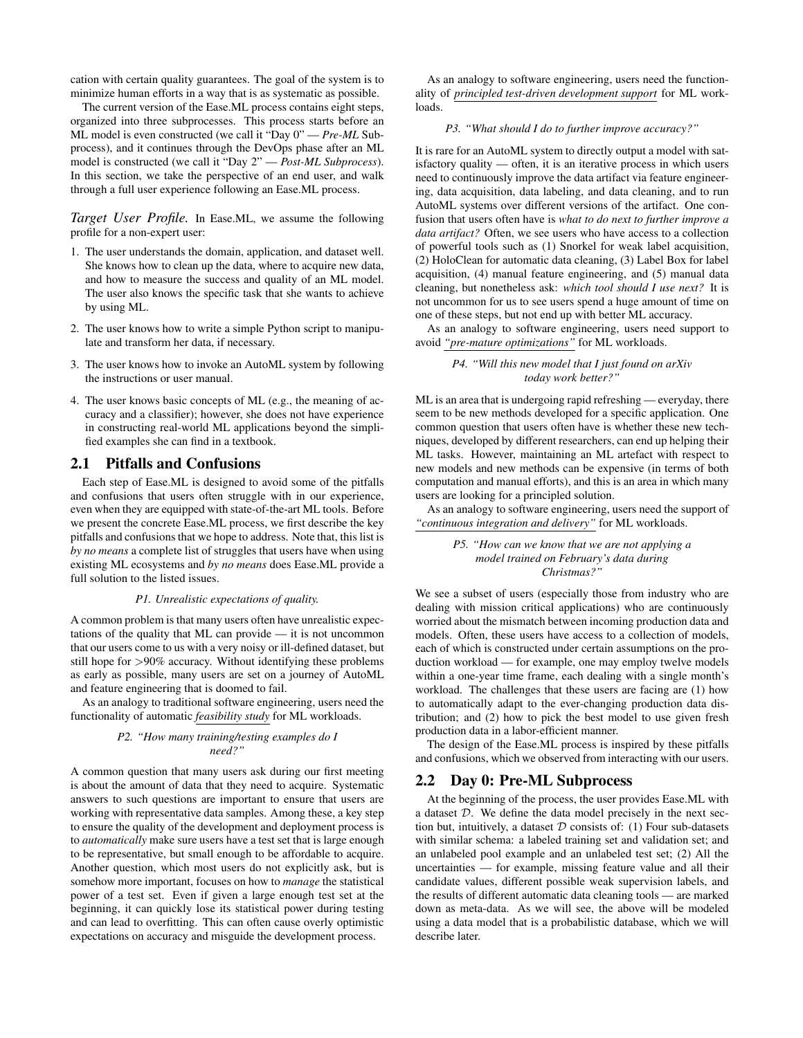cation with certain quality guarantees. The goal of the system is to minimize human efforts in a way that is as systematic as possible.

The current version of the Ease.ML process contains eight steps, organized into three subprocesses. This process starts before an ML model is even constructed (we call it "Day 0" — *Pre-ML* Subprocess), and it continues through the DevOps phase after an ML model is constructed (we call it "Day 2" — *Post-ML Subprocess*). In this section, we take the perspective of an end user, and walk through a full user experience following an Ease.ML process.

***Target User Profile.*** In Ease.ML, we assume the following profile for a non-expert user:

1. The user understands the domain, application, and dataset well. She knows how to clean up the data, where to acquire new data, and how to measure the success and quality of an ML model. The user also knows the specific task that she wants to achieve by using ML.
2. The user knows how to write a simple Python script to manipulate and transform her data, if necessary.
3. The user knows how to invoke an AutoML system by following the instructions or user manual.
4. The user knows basic concepts of ML (e.g., the meaning of accuracy and a classifier); however, she does not have experience in constructing real-world ML applications beyond the simplified examples she can find in a textbook.

## 2.1 Pitfalls and Confusions

Each step of Ease.ML is designed to avoid some of the pitfalls and confusions that users often struggle with in our experience, even when they are equipped with state-of-the-art ML tools. Before we present the concrete Ease.ML process, we first describe the key pitfalls and confusions that we hope to address. Note that, this list is *by no means* a complete list of struggles that users have when using existing ML ecosystems and *by no means* does Ease.ML provide a full solution to the listed issues.

*P1. Unrealistic expectations of quality.*

A common problem is that many users often have unrealistic expectations of the quality that ML can provide — it is not uncommon that our users come to us with a very noisy or ill-defined dataset, but still hope for $>$90% accuracy. Without identifying these problems as early as possible, many users are set on a journey of AutoML and feature engineering that is doomed to fail.

As an analogy to traditional software engineering, users need the functionality of automatic *feasibility study* for ML workloads.

*P2. "How many training/testing examples do I need?"*

A common question that many users ask during our first meeting is about the amount of data that they need to acquire. Systematic answers to such questions are important to ensure that users are working with representative data samples. Among these, a key step to ensure the quality of the development and deployment process is to *automatically* make sure users have a test set that is large enough to be representative, but small enough to be affordable to acquire. Another question, which most users do not explicitly ask, but is somehow more important, focuses on how to *manage* the statistical power of a test set. Even if given a large enough test set at the beginning, it can quickly lose its statistical power during testing and can lead to overfitting. This can often cause overly optimistic expectations on accuracy and misguide the development process.

As an analogy to software engineering, users need the functionality of *principled test-driven development support* for ML workloads.

*P3. "What should I do to further improve accuracy?"*

It is rare for an AutoML system to directly output a model with satisfactory quality — often, it is an iterative process in which users need to continuously improve the data artifact via feature engineering, data acquisition, data labeling, and data cleaning, and to run AutoML systems over different versions of the artifact. One confusion that users often have is *what to do next to further improve a data artifact?* Often, we see users who have access to a collection of powerful tools such as (1) Snorkel for weak label acquisition, (2) HoloClean for automatic data cleaning, (3) Label Box for label acquisition, (4) manual feature engineering, and (5) manual data cleaning, but nonetheless ask: *which tool should I use next?* It is not uncommon for us to see users spend a huge amount of time on one of these steps, but not end up with better ML accuracy.

As an analogy to software engineering, users need support to avoid *"pre-mature optimizations"* for ML workloads.

*P4. "Will this new model that I just found on arXiv today work better?"*

ML is an area that is undergoing rapid refreshing — everyday, there seem to be new methods developed for a specific application. One common question that users often have is whether these new techniques, developed by different researchers, can end up helping their ML tasks. However, maintaining an ML artefact with respect to new models and new methods can be expensive (in terms of both computation and manual efforts), and this is an area in which many users are looking for a principled solution.

As an analogy to software engineering, users need the support of *"continuous integration and delivery"* for ML workloads.

*P5. "How can we know that we are not applying a model trained on February's data during Christmas?"*

We see a subset of users (especially those from industry who are dealing with mission critical applications) who are continuously worried about the mismatch between incoming production data and models. Often, these users have access to a collection of models, each of which is constructed under certain assumptions on the production workload — for example, one may employ twelve models within a one-year time frame, each dealing with a single month's workload. The challenges that these users are facing are (1) how to automatically adapt to the ever-changing production data distribution; and (2) how to pick the best model to use given fresh production data in a labor-efficient manner.

The design of the Ease.ML process is inspired by these pitfalls and confusions, which we observed from interacting with our users.

## 2.2 Day 0: Pre-ML Subprocess

At the beginning of the process, the user provides Ease.ML with a dataset $\mathcal{D}$. We define the data model precisely in the next section but, intuitively, a dataset $\mathcal{D}$ consists of: (1) Four sub-datasets with similar schema: a labeled training set and validation set; and an unlabeled pool example and an unlabeled test set; (2) All the uncertainties — for example, missing feature value and all their candidate values, different possible weak supervision labels, and the results of different automatic data cleaning tools — are marked down as meta-data. As we will see, the above will be modeled using a data model that is a probabilistic database, which we will describe later.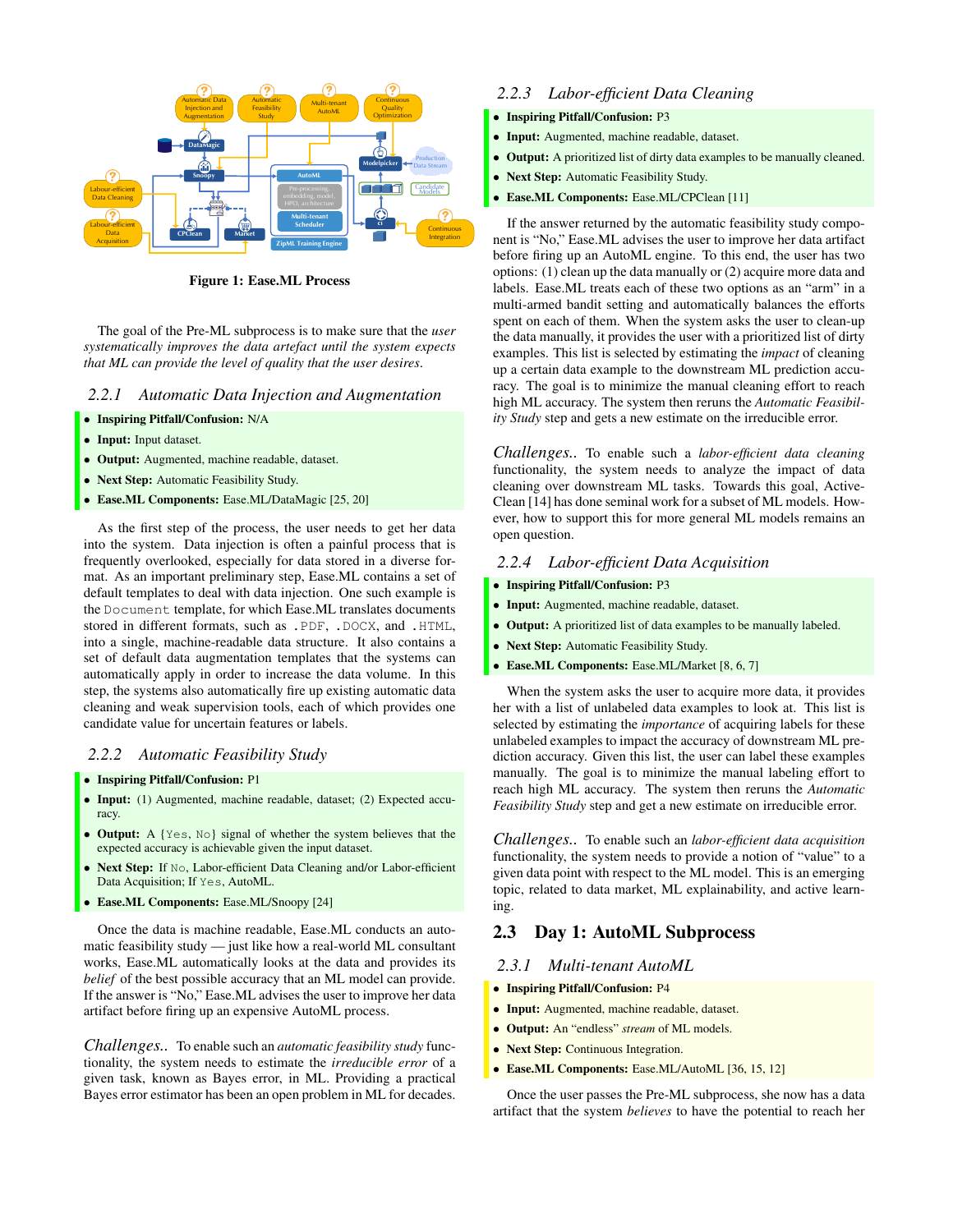Figure 1: Ease.ML Process

The goal of the Pre-ML subprocess is to make sure that the *user systematically improves the data artefact until the system expects that ML can provide the level of quality that the user desires*.

### 2.2.1 Automatic Data Injection and Augmentation

- **Inspiring Pitfall/Confusion:** N/A
- **Input:** Input dataset.
- **Output:** Augmented, machine readable, dataset.
- **Next Step:** Automatic Feasibility Study.
- **Ease.ML Components:** Ease.ML/DataMagic [25, 20]

As the first step of the process, the user needs to get her data into the system. Data injection is often a painful process that is frequently overlooked, especially for data stored in a diverse format. As an important preliminary step, Ease.ML contains a set of default templates to deal with data injection. One such example is the `Document` template, for which Ease.ML translates documents stored in different formats, such as `.PDF`, `.DOCX`, and `.HTML`, into a single, machine-readable data structure. It also contains a set of default data augmentation templates that the systems can automatically apply in order to increase the data volume. In this step, the systems also automatically fire up existing automatic data cleaning and weak supervision tools, each of which provides one candidate value for uncertain features or labels.

### 2.2.2 Automatic Feasibility Study

- **Inspiring Pitfall/Confusion:** P1
- **Input:** (1) Augmented, machine readable, dataset; (2) Expected accuracy.
- **Output:** A {`Yes`, `No`} signal of whether the system believes that the expected accuracy is achievable given the input dataset.
- **Next Step:** If `No`, Labor-efficient Data Cleaning and/or Labor-efficient Data Acquisition; If `Yes`, AutoML.
- **Ease.ML Components:** Ease.ML/Snoopy [24]

Once the data is machine readable, Ease.ML conducts an automatic feasibility study — just like how a real-world ML consultant works, Ease.ML automatically looks at the data and provides its *belief* of the best possible accuracy that an ML model can provide. If the answer is "No," Ease.ML advises the user to improve her data artifact before firing up an expensive AutoML process.

*Challenges..* To enable such an *automatic feasibility study* functionality, the system needs to estimate the *irreducible error* of a given task, known as Bayes error, in ML. Providing a practical Bayes error estimator has been an open problem in ML for decades.

### 2.2.3 Labor-efficient Data Cleaning

- **Inspiring Pitfall/Confusion:** P3
- **Input:** Augmented, machine readable, dataset.
- **Output:** A prioritized list of dirty data examples to be manually cleaned.
- **Next Step:** Automatic Feasibility Study.
- **Ease.ML Components:** Ease.ML/CPClean [11]

If the answer returned by the automatic feasibility study component is "No," Ease.ML advises the user to improve her data artifact before firing up an AutoML engine. To this end, the user has two options: (1) clean up the data manually or (2) acquire more data and labels. Ease.ML treats each of these two options as an "arm" in a multi-armed bandit setting and automatically balances the efforts spent on each of them. When the system asks the user to clean-up the data manually, it provides the user with a prioritized list of dirty examples. This list is selected by estimating the *impact* of cleaning up a certain data example to the downstream ML prediction accuracy. The goal is to minimize the manual cleaning effort to reach high ML accuracy. The system then reruns the *Automatic Feasibility Study* step and gets a new estimate on the irreducible error.

*Challenges..* To enable such a *labor-efficient data cleaning* functionality, the system needs to analyze the impact of data cleaning over downstream ML tasks. Towards this goal, ActiveClean [14] has done seminal work for a subset of ML models. However, how to support this for more general ML models remains an open question.

### 2.2.4 Labor-efficient Data Acquisition

- **Inspiring Pitfall/Confusion:** P3
- **Input:** Augmented, machine readable, dataset.
- **Output:** A prioritized list of data examples to be manually labeled.
- **Next Step:** Automatic Feasibility Study.
- **Ease.ML Components:** Ease.ML/Market [8, 6, 7]

When the system asks the user to acquire more data, it provides her with a list of unlabeled data examples to look at. This list is selected by estimating the *importance* of acquiring labels for these unlabeled examples to impact the accuracy of downstream ML prediction accuracy. Given this list, the user can label these examples manually. The goal is to minimize the manual labeling effort to reach high ML accuracy. The system then reruns the *Automatic Feasibility Study* step and get a new estimate on irreducible error.

*Challenges..* To enable such an *labor-efficient data acquisition* functionality, the system needs to provide a notion of "value" to a given data point with respect to the ML model. This is an emerging topic, related to data market, ML explainability, and active learning.

## 2.3 Day 1: AutoML Subprocess

### 2.3.1 Multi-tenant AutoML

- **Inspiring Pitfall/Confusion:** P4
- **Input:** Augmented, machine readable, dataset.
- **Output:** An "endless" *stream* of ML models.
- **Next Step:** Continuous Integration.
- **Ease.ML Components:** Ease.ML/AutoML [36, 15, 12]

Once the user passes the Pre-ML subprocess, she now has a data artifact that the system *believes* to have the potential to reach her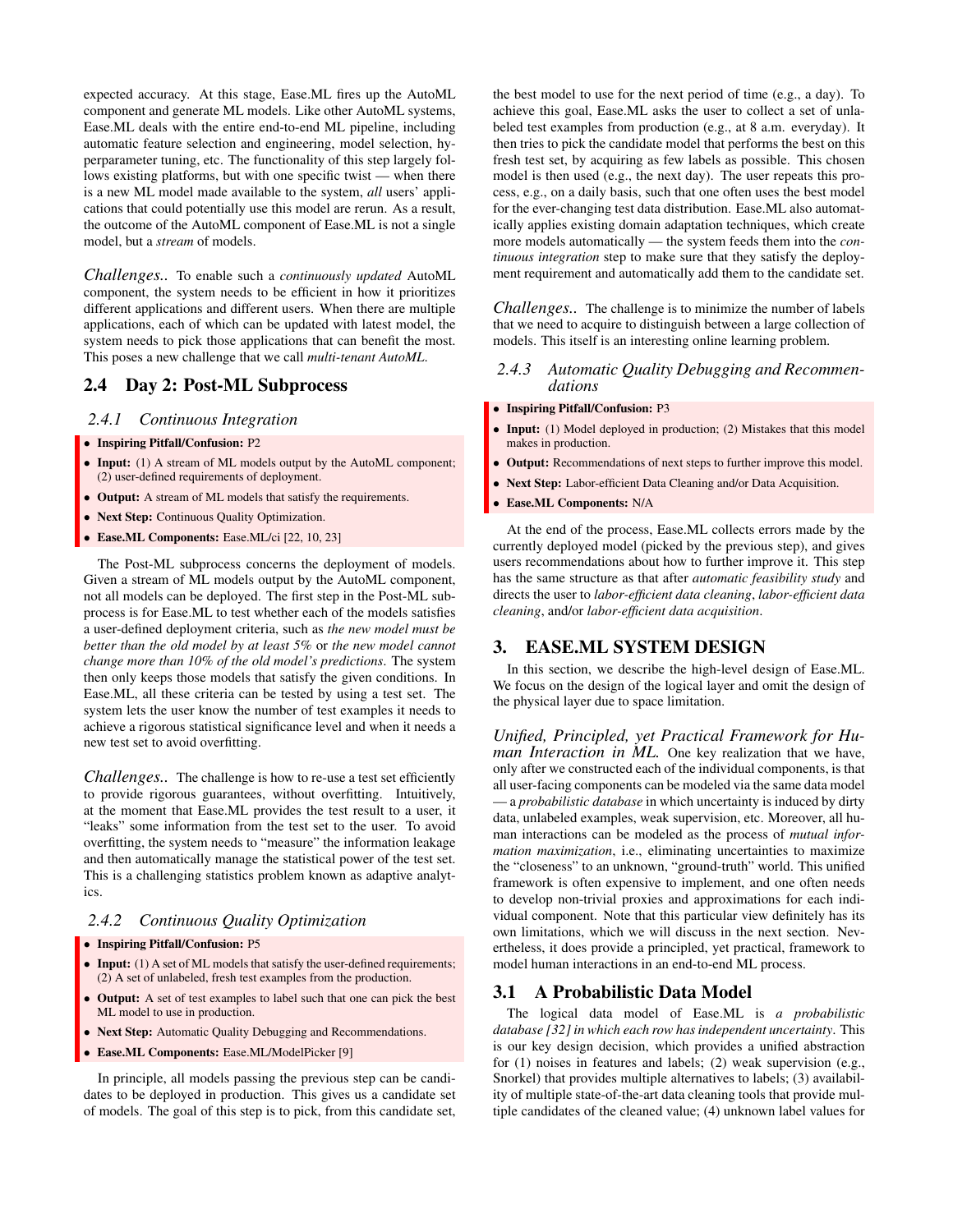expected accuracy. At this stage, Ease.ML fires up the AutoML component and generate ML models. Like other AutoML systems, Ease.ML deals with the entire end-to-end ML pipeline, including automatic feature selection and engineering, model selection, hyperparameter tuning, etc. The functionality of this step largely follows existing platforms, but with one specific twist — when there is a new ML model made available to the system, *all* users' applications that could potentially use this model are rerun. As a result, the outcome of the AutoML component of Ease.ML is not a single model, but a *stream* of models.

*Challenges..* To enable such a *continuously updated* AutoML component, the system needs to be efficient in how it prioritizes different applications and different users. When there are multiple applications, each of which can be updated with latest model, the system needs to pick those applications that can benefit the most. This poses a new challenge that we call *multi-tenant AutoML*.

## 2.4 Day 2: Post-ML Subprocess

### 2.4.1 Continuous Integration

- **Inspiring Pitfall/Confusion:** P2
- **Input:** (1) A stream of ML models output by the AutoML component; (2) user-defined requirements of deployment.
- **Output:** A stream of ML models that satisfy the requirements.
- **Next Step:** Continuous Quality Optimization.
- **Ease.ML Components:** Ease.ML/ci [22, 10, 23]

The Post-ML subprocess concerns the deployment of models. Given a stream of ML models output by the AutoML component, not all models can be deployed. The first step in the Post-ML subprocess is for Ease.ML to test whether each of the models satisfies a user-defined deployment criteria, such as *the new model must be better than the old model by at least 5%* or *the new model cannot change more than 10% of the old model's predictions*. The system then only keeps those models that satisfy the given conditions. In Ease.ML, all these criteria can be tested by using a test set. The system lets the user know the number of test examples it needs to achieve a rigorous statistical significance level and when it needs a new test set to avoid overfitting.

*Challenges..* The challenge is how to re-use a test set efficiently to provide rigorous guarantees, without overfitting. Intuitively, at the moment that Ease.ML provides the test result to a user, it "leaks" some information from the test set to the user. To avoid overfitting, the system needs to "measure" the information leakage and then automatically manage the statistical power of the test set. This is a challenging statistics problem known as adaptive analytics.

### 2.4.2 Continuous Quality Optimization

- **Inspiring Pitfall/Confusion:** P5
- **Input:** (1) A set of ML models that satisfy the user-defined requirements; (2) A set of unlabeled, fresh test examples from the production.
- **Output:** A set of test examples to label such that one can pick the best ML model to use in production.
- **Next Step:** Automatic Quality Debugging and Recommendations.
- **Ease.ML Components:** Ease.ML/ModelPicker [9]

In principle, all models passing the previous step can be candidates to be deployed in production. This gives us a candidate set of models. The goal of this step is to pick, from this candidate set, the best model to use for the next period of time (e.g., a day). To achieve this goal, Ease.ML asks the user to collect a set of unlabeled test examples from production (e.g., at 8 a.m. everyday). It then tries to pick the candidate model that performs the best on this fresh test set, by acquiring as few labels as possible. This chosen model is then used (e.g., the next day). The user repeats this process, e.g., on a daily basis, such that one often uses the best model for the ever-changing test data distribution. Ease.ML also automatically applies existing domain adaptation techniques, which create more models automatically — the system feeds them into the *continuous integration* step to make sure that they satisfy the deployment requirement and automatically add them to the candidate set.

*Challenges..* The challenge is to minimize the number of labels that we need to acquire to distinguish between a large collection of models. This itself is an interesting online learning problem.

### 2.4.3 Automatic Quality Debugging and Recommendations

- **Inspiring Pitfall/Confusion:** P3
- **Input:** (1) Model deployed in production; (2) Mistakes that this model makes in production.
- **Output:** Recommendations of next steps to further improve this model.
- **Next Step:** Labor-efficient Data Cleaning and/or Data Acquisition.
- **Ease.ML Components:** N/A

At the end of the process, Ease.ML collects errors made by the currently deployed model (picked by the previous step), and gives users recommendations about how to further improve it. This step has the same structure as that after *automatic feasibility study* and directs the user to *labor-efficient data cleaning*, *labor-efficient data cleaning*, and/or *labor-efficient data acquisition*.

# 3. EASE.ML SYSTEM DESIGN

In this section, we describe the high-level design of Ease.ML. We focus on the design of the logical layer and omit the design of the physical layer due to space limitation.

*Unified, Principled, yet Practical Framework for Human Interaction in ML.* One key realization that we have, only after we constructed each of the individual components, is that all user-facing components can be modeled via the same data model — a *probabilistic database* in which uncertainty is induced by dirty data, unlabeled examples, weak supervision, etc. Moreover, all human interactions can be modeled as the process of *mutual information maximization*, i.e., eliminating uncertainties to maximize the "closeness" to an unknown, "ground-truth" world. This unified framework is often expensive to implement, and one often needs to develop non-trivial proxies and approximations for each individual component. Note that this particular view definitely has its own limitations, which we will discuss in the next section. Nevertheless, it does provide a principled, yet practical, framework to model human interactions in an end-to-end ML process.

## 3.1 A Probabilistic Data Model

The logical data model of Ease.ML is *a probabilistic database [32] in which each row has independent uncertainty*. This is our key design decision, which provides a unified abstraction for (1) noises in features and labels; (2) weak supervision (e.g., Snorkel) that provides multiple alternatives to labels; (3) availability of multiple state-of-the-art data cleaning tools that provide multiple candidates of the cleaned value; (4) unknown label values for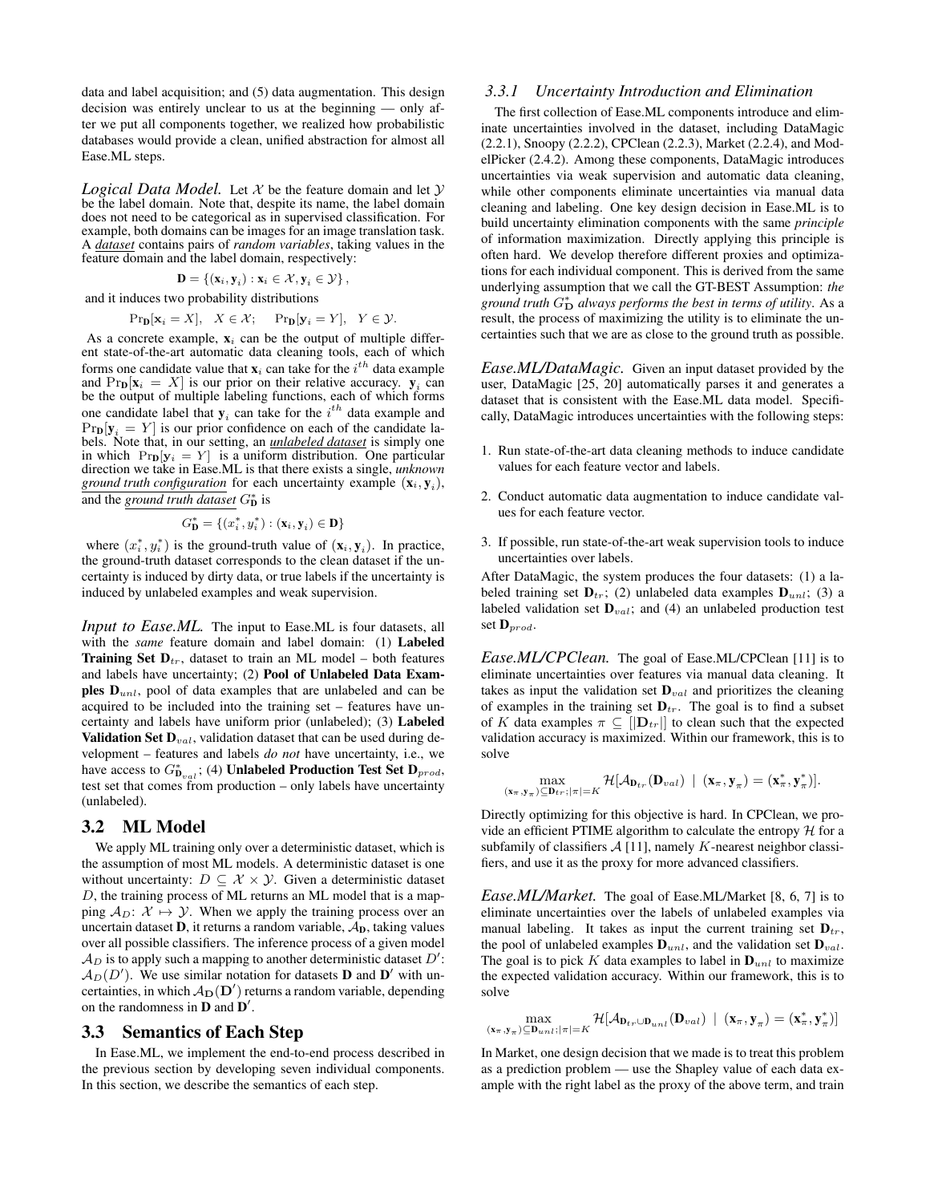data and label acquisition; and (5) data augmentation. This design decision was entirely unclear to us at the beginning — only after we put all components together, we realized how probabilistic databases would provide a clean, unified abstraction for almost all Ease.ML steps.

*Logical Data Model.* Let $\mathcal{X}$ be the feature domain and let $\mathcal{Y}$ be the label domain. Note that, despite its name, the label domain does not need to be categorical as in supervised classification. For example, both domains can be images for an image translation task. A *dataset* contains pairs of *random variables*, taking values in the feature domain and the label domain, respectively:

$$\mathbf{D} = \{(\mathbf{x}_i, \mathbf{y}_i) : \mathbf{x}_i \in \mathcal{X}, \mathbf{y}_i \in \mathcal{Y}\},$$

and it induces two probability distributions

$$\Pr_{\mathbf{D}}[\mathbf{x}_i = X], \quad X \in \mathcal{X}; \quad \Pr_{\mathbf{D}}[\mathbf{y}_i = Y], \quad Y \in \mathcal{Y}.$$

As a concrete example, $\mathbf{x}_i$ can be the output of multiple different state-of-the-art automatic data cleaning tools, each of which forms one candidate value that $\mathbf{x}_i$ can take for the $i^{th}$ data example and $\Pr_{\mathbf{D}}[\mathbf{x}_i = X]$ is our prior on their relative accuracy. $\mathbf{y}_i$ can be the output of multiple labeling functions, each of which forms one candidate label that $\mathbf{y}_i$ can take for the $i^{th}$ data example and $\Pr_{\mathbf{D}}[\mathbf{y}_i = Y]$ is our prior confidence on each of the candidate labels. Note that, in our setting, an *unlabeled dataset* is simply one in which $\Pr_{\mathbf{D}}[\mathbf{y}_i = Y]$ is a uniform distribution. One particular direction we take in Ease.ML is that there exists a single, *unknown ground truth configuration* for each uncertainty example $(\mathbf{x}_i, \mathbf{y}_i)$, and the *ground truth dataset* $G^*_{\mathbf{D}}$ is

$$G^*_{\mathbf{D}} = \{(x^*_i, y^*_i) : (\mathbf{x}_i, \mathbf{y}_i) \in \mathbf{D}\}$$

where $(x^*_i, y^*_i)$ is the ground-truth value of $(\mathbf{x}_i, \mathbf{y}_i)$. In practice, the ground-truth dataset corresponds to the clean dataset if the uncertainty is induced by dirty data, or true labels if the uncertainty is induced by unlabeled examples and weak supervision.

*Input to Ease.ML.* The input to Ease.ML is four datasets, all with the *same* feature domain and label domain: (1) **Labeled Training Set $\mathbf{D}_{tr}$**, dataset to train an ML model – both features and labels have uncertainty; (2) **Pool of Unlabeled Data Examples $\mathbf{D}_{unl}$**, pool of data examples that are unlabeled and can be acquired to be included into the training set – features have uncertainty and labels have uniform prior (unlabeled); (3) **Labeled Validation Set $\mathbf{D}_{val}$**, validation dataset that can be used during development – features and labels *do not* have uncertainty, i.e., we have access to $G^*_{\mathbf{D}_{val}}$; (4) **Unlabeled Production Test Set $\mathbf{D}_{prod}$**, test set that comes from production – only labels have uncertainty (unlabeled).

## 3.2 ML Model

We apply ML training only over a deterministic dataset, which is the assumption of most ML models. A deterministic dataset is one without uncertainty: $D \subseteq \mathcal{X} \times \mathcal{Y}$. Given a deterministic dataset $D$, the training process of ML returns an ML model that is a mapping $\mathcal{A}_D$: $\mathcal{X} \mapsto \mathcal{Y}$. When we apply the training process over an uncertain dataset $\mathbf{D}$, it returns a random variable, $\mathcal{A}_{\mathbf{D}}$, taking values over all possible classifiers. The inference process of a given model $\mathcal{A}_D$ is to apply such a mapping to another deterministic dataset $D'$: $\mathcal{A}_D(D')$. We use similar notation for datasets $\mathbf{D}$ and $\mathbf{D}'$ with uncertainties, in which $\mathcal{A}_{\mathbf{D}}(\mathbf{D}')$ returns a random variable, depending on the randomness in $\mathbf{D}$ and $\mathbf{D}'$.

## 3.3 Semantics of Each Step

In Ease.ML, we implement the end-to-end process described in the previous section by developing seven individual components. In this section, we describe the semantics of each step.

### 3.3.1 Uncertainty Introduction and Elimination

The first collection of Ease.ML components introduce and eliminate uncertainties involved in the dataset, including DataMagic (2.2.1), Snoopy (2.2.2), CPClean (2.2.3), Market (2.2.4), and ModelPicker (2.4.2). Among these components, DataMagic introduces uncertainties via weak supervision and automatic data cleaning, while other components eliminate uncertainties via manual data cleaning and labeling. One key design decision in Ease.ML is to build uncertainty elimination components with the same *principle* of information maximization. Directly applying this principle is often hard. We develop therefore different proxies and optimizations for each individual component. This is derived from the same underlying assumption that we call the GT-BEST Assumption: *the ground truth $G^*_{\mathbf{D}}$ always performs the best in terms of utility*. As a result, the process of maximizing the utility is to eliminate the uncertainties such that we are as close to the ground truth as possible.

*Ease.ML/DataMagic.* Given an input dataset provided by the user, DataMagic [25, 20] automatically parses it and generates a dataset that is consistent with the Ease.ML data model. Specifically, DataMagic introduces uncertainties with the following steps:

1. Run state-of-the-art data cleaning methods to induce candidate values for each feature vector and labels.
2. Conduct automatic data augmentation to induce candidate values for each feature vector.
3. If possible, run state-of-the-art weak supervision tools to induce uncertainties over labels.

After DataMagic, the system produces the four datasets: (1) a labeled training set $\mathbf{D}_{tr}$; (2) unlabeled data examples $\mathbf{D}_{unl}$; (3) a labeled validation set $\mathbf{D}_{val}$; and (4) an unlabeled production test set $\mathbf{D}_{prod}$.

*Ease.ML/CPClean.* The goal of Ease.ML/CPClean [11] is to eliminate uncertainties over features via manual data cleaning. It takes as input the validation set $\mathbf{D}_{val}$ and prioritizes the cleaning of examples in the training set $\mathbf{D}_{tr}$. The goal is to find a subset of $K$ data examples $\pi \subseteq [|\mathbf{D}_{tr}|]$ to clean such that the expected validation accuracy is maximized. Within our framework, this is to solve

$$\max_{(\mathbf{x}_\pi, \mathbf{y}_\pi) \subseteq \mathbf{D}_{tr}; |\pi| = K} \mathcal{H}[\mathcal{A}_{\mathbf{D}_{tr}}(\mathbf{D}_{val}) \mid (\mathbf{x}_\pi, \mathbf{y}_\pi) = (\mathbf{x}^*_\pi, \mathbf{y}^*_\pi)].$$

Directly optimizing for this objective is hard. In CPClean, we provide an efficient PTIME algorithm to calculate the entropy $\mathcal{H}$ for a subfamily of classifiers $\mathcal{A}$ [11], namely $K$-nearest neighbor classifiers, and use it as the proxy for more advanced classifiers.

*Ease.ML/Market.* The goal of Ease.ML/Market [8, 6, 7] is to eliminate uncertainties over the labels of unlabeled examples via manual labeling. It takes as input the current training set $\mathbf{D}_{tr}$, the pool of unlabeled examples $\mathbf{D}_{unl}$, and the validation set $\mathbf{D}_{val}$. The goal is to pick $K$ data examples to label in $\mathbf{D}_{unl}$ to maximize the expected validation accuracy. Within our framework, this is to solve

$$\max_{(\mathbf{x}_\pi, \mathbf{y}_\pi) \subseteq \mathbf{D}_{unl}; |\pi| = K} \mathcal{H}[\mathcal{A}_{\mathbf{D}_{tr} \cup \mathbf{D}_{unl}}(\mathbf{D}_{val}) \mid (\mathbf{x}_\pi, \mathbf{y}_\pi) = (\mathbf{x}^*_\pi, \mathbf{y}^*_\pi)]$$

In Market, one design decision that we made is to treat this problem as a prediction problem — use the Shapley value of each data example with the right label as the proxy of the above term, and train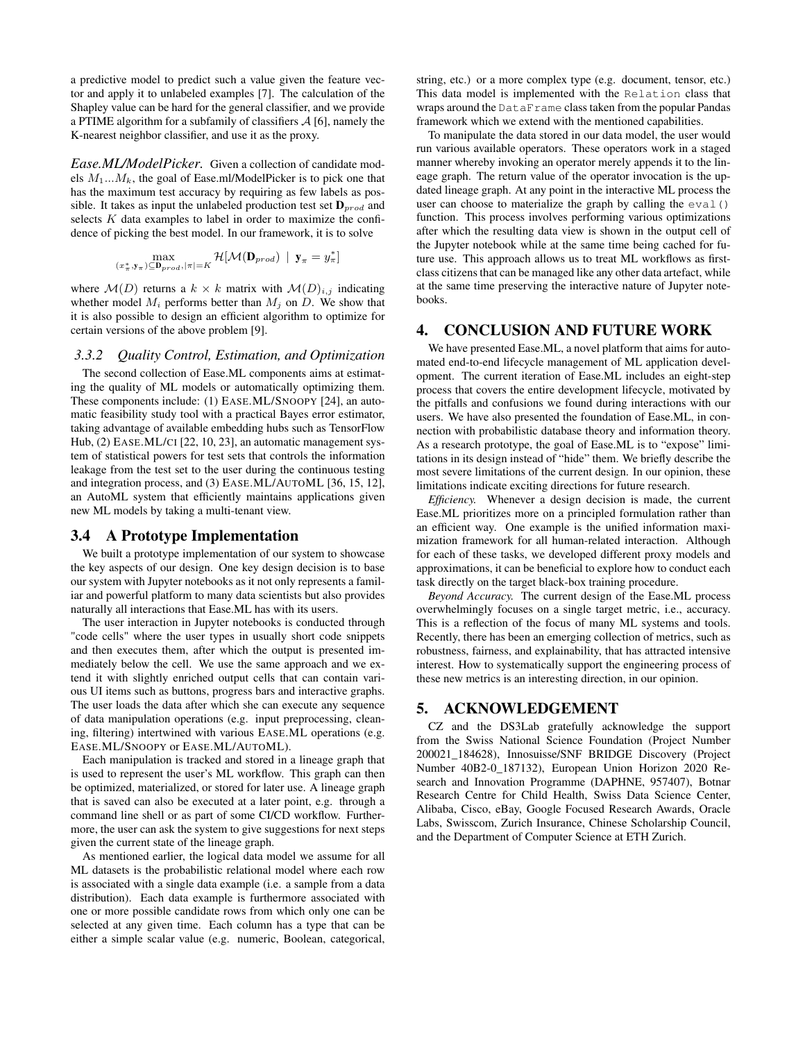a predictive model to predict such a value given the feature vector and apply it to unlabeled examples [7]. The calculation of the Shapley value can be hard for the general classifier, and we provide a PTIME algorithm for a subfamily of classifiers $\mathcal{A}$ [6], namely the K-nearest neighbor classifier, and use it as the proxy.

*Ease.ML/ModelPicker.* Given a collection of candidate models $M_1 ... M_k$, the goal of Ease.ml/ModelPicker is to pick one that has the maximum test accuracy by requiring as few labels as possible. It takes as input the unlabeled production test set $\mathbf{D}_{prod}$ and selects $K$ data examples to label in order to maximize the confidence of picking the best model. In our framework, it is to solve

$$\max_{(x^*_\pi, \mathbf{y}_\pi) \subseteq \mathbf{D}_{prod}, |\pi|=K} \mathcal{H}[\mathcal{M}(\mathbf{D}_{prod}) \mid \mathbf{y}_\pi = y^*_\pi]$$

where $\mathcal{M}(D)$ returns a $k \times k$ matrix with $\mathcal{M}(D)_{i,j}$ indicating whether model $M_i$ performs better than $M_j$ on $D$. We show that it is also possible to design an efficient algorithm to optimize for certain versions of the above problem [9].

#### 3.3.2 Quality Control, Estimation, and Optimization

The second collection of Ease.ML components aims at estimating the quality of ML models or automatically optimizing them. These components include: (1) EASE.ML/SNOOPY [24], an automatic feasibility study tool with a practical Bayes error estimator, taking advantage of available embedding hubs such as TensorFlow Hub, (2) EASE.ML/CI [22, 10, 23], an automatic management system of statistical powers for test sets that controls the information leakage from the test set to the user during the continuous testing and integration process, and (3) EASE.ML/AUTOML [36, 15, 12], an AutoML system that efficiently maintains applications given new ML models by taking a multi-tenant view.

### 3.4 A Prototype Implementation

We built a prototype implementation of our system to showcase the key aspects of our design. One key design decision is to base our system with Jupyter notebooks as it not only represents a familiar and powerful platform to many data scientists but also provides naturally all interactions that Ease.ML has with its users.

The user interaction in Jupyter notebooks is conducted through "code cells" where the user types in usually short code snippets and then executes them, after which the output is presented immediately below the cell. We use the same approach and we extend it with slightly enriched output cells that can contain various UI items such as buttons, progress bars and interactive graphs. The user loads the data after which she can execute any sequence of data manipulation operations (e.g. input preprocessing, cleaning, filtering) intertwined with various EASE.ML operations (e.g. EASE.ML/SNOOPY or EASE.ML/AUTOML).

Each manipulation is tracked and stored in a lineage graph that is used to represent the user's ML workflow. This graph can then be optimized, materialized, or stored for later use. A lineage graph that is saved can also be executed at a later point, e.g. through a command line shell or as part of some CI/CD workflow. Furthermore, the user can ask the system to give suggestions for next steps given the current state of the lineage graph.

As mentioned earlier, the logical data model we assume for all ML datasets is the probabilistic relational model where each row is associated with a single data example (i.e. a sample from a data distribution). Each data example is furthermore associated with one or more possible candidate rows from which only one can be selected at any given time. Each column has a type that can be either a simple scalar value (e.g. numeric, Boolean, categorical, string, etc.) or a more complex type (e.g. document, tensor, etc.) This data model is implemented with the `Relation` class that wraps around the `DataFrame` class taken from the popular Pandas framework which we extend with the mentioned capabilities.

To manipulate the data stored in our data model, the user would run various available operators. These operators work in a staged manner whereby invoking an operator merely appends it to the lineage graph. The return value of the operator invocation is the updated lineage graph. At any point in the interactive ML process the user can choose to materialize the graph by calling the `eval()` function. This process involves performing various optimizations after which the resulting data view is shown in the output cell of the Jupyter notebook while at the same time being cached for future use. This approach allows us to treat ML workflows as first-class citizens that can be managed like any other data artefact, while at the same time preserving the interactive nature of Jupyter notebooks.

## 4. CONCLUSION AND FUTURE WORK

We have presented Ease.ML, a novel platform that aims for automated end-to-end lifecycle management of ML application development. The current iteration of Ease.ML includes an eight-step process that covers the entire development lifecycle, motivated by the pitfalls and confusions we found during interactions with our users. We have also presented the foundation of Ease.ML, in connection with probabilistic database theory and information theory. As a research prototype, the goal of Ease.ML is to "expose" limitations in its design instead of "hide" them. We briefly describe the most severe limitations of the current design. In our opinion, these limitations indicate exciting directions for future research.

*Efficiency.* Whenever a design decision is made, the current Ease.ML prioritizes more on a principled formulation rather than an efficient way. One example is the unified information maximization framework for all human-related interaction. Although for each of these tasks, we developed different proxy models and approximations, it can be beneficial to explore how to conduct each task directly on the target black-box training procedure.

*Beyond Accuracy.* The current design of the Ease.ML process overwhelmingly focuses on a single target metric, i.e., accuracy. This is a reflection of the focus of many ML systems and tools. Recently, there has been an emerging collection of metrics, such as robustness, fairness, and explainability, that has attracted intensive interest. How to systematically support the engineering process of these new metrics is an interesting direction, in our opinion.

## 5. ACKNOWLEDGEMENT

CZ and the DS3Lab gratefully acknowledge the support from the Swiss National Science Foundation (Project Number 200021_184628), Innosuisse/SNF BRIDGE Discovery (Project Number 40B2-0_187132), European Union Horizon 2020 Research and Innovation Programme (DAPHNE, 957407), Botnar Research Centre for Child Health, Swiss Data Science Center, Alibaba, Cisco, eBay, Google Focused Research Awards, Oracle Labs, Swisscom, Zurich Insurance, Chinese Scholarship Council, and the Department of Computer Science at ETH Zurich.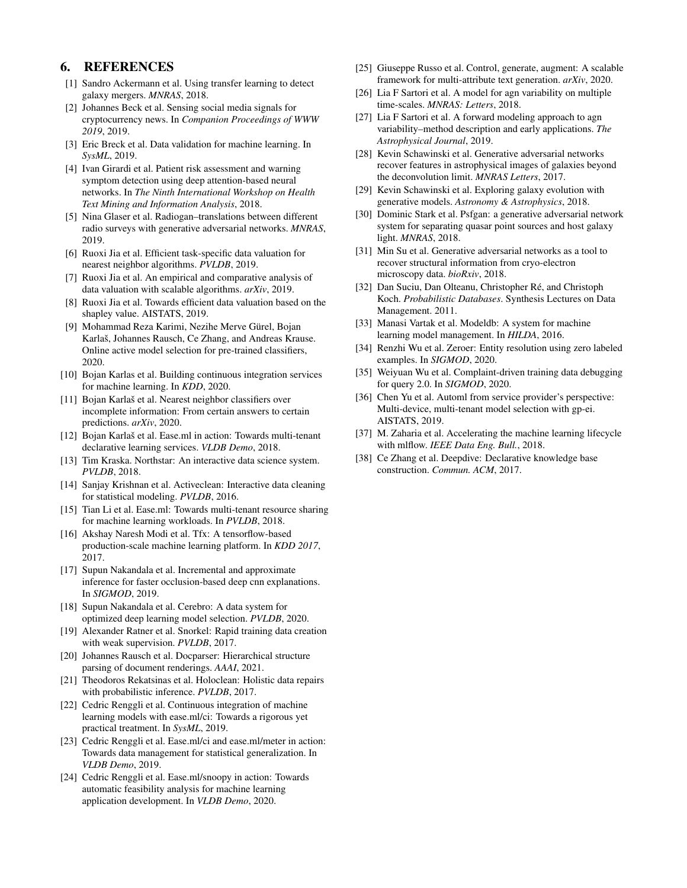## 6. REFERENCES

[1] Sandro Ackermann et al. Using transfer learning to detect galaxy mergers. *MNRAS*, 2018.

[2] Johannes Beck et al. Sensing social media signals for cryptocurrency news. In *Companion Proceedings of WWW 2019*, 2019.

[3] Eric Breck et al. Data validation for machine learning. In *SysML*, 2019.

[4] Ivan Girardi et al. Patient risk assessment and warning symptom detection using deep attention-based neural networks. In *The Ninth International Workshop on Health Text Mining and Information Analysis*, 2018.

[5] Nina Glaser et al. Radiogan–translations between different radio surveys with generative adversarial networks. *MNRAS*, 2019.

[6] Ruoxi Jia et al. Efficient task-specific data valuation for nearest neighbor algorithms. *PVLDB*, 2019.

[7] Ruoxi Jia et al. An empirical and comparative analysis of data valuation with scalable algorithms. *arXiv*, 2019.

[8] Ruoxi Jia et al. Towards efficient data valuation based on the shapley value. AISTATS, 2019.

[9] Mohammad Reza Karimi, Nezihe Merve Gürel, Bojan Karlaš, Johannes Rausch, Ce Zhang, and Andreas Krause. Online active model selection for pre-trained classifiers, 2020.

[10] Bojan Karlas et al. Building continuous integration services for machine learning. In *KDD*, 2020.

[11] Bojan Karlaš et al. Nearest neighbor classifiers over incomplete information: From certain answers to certain predictions. *arXiv*, 2020.

[12] Bojan Karlaš et al. Ease.ml in action: Towards multi-tenant declarative learning services. *VLDB Demo*, 2018.

[13] Tim Kraska. Northstar: An interactive data science system. *PVLDB*, 2018.

[14] Sanjay Krishnan et al. Activeclean: Interactive data cleaning for statistical modeling. *PVLDB*, 2016.

[15] Tian Li et al. Ease.ml: Towards multi-tenant resource sharing for machine learning workloads. In *PVLDB*, 2018.

[16] Akshay Naresh Modi et al. Tfx: A tensorflow-based production-scale machine learning platform. In *KDD 2017*, 2017.

[17] Supun Nakandala et al. Incremental and approximate inference for faster occlusion-based deep cnn explanations. In *SIGMOD*, 2019.

[18] Supun Nakandala et al. Cerebro: A data system for optimized deep learning model selection. *PVLDB*, 2020.

[19] Alexander Ratner et al. Snorkel: Rapid training data creation with weak supervision. *PVLDB*, 2017.

[20] Johannes Rausch et al. Docparser: Hierarchical structure parsing of document renderings. *AAAI*, 2021.

[21] Theodoros Rekatsinas et al. Holoclean: Holistic data repairs with probabilistic inference. *PVLDB*, 2017.

[22] Cedric Renggli et al. Continuous integration of machine learning models with ease.ml/ci: Towards a rigorous yet practical treatment. In *SysML*, 2019.

[23] Cedric Renggli et al. Ease.ml/ci and ease.ml/meter in action: Towards data management for statistical generalization. In *VLDB Demo*, 2019.

[24] Cedric Renggli et al. Ease.ml/snoopy in action: Towards automatic feasibility analysis for machine learning application development. In *VLDB Demo*, 2020.

[25] Giuseppe Russo et al. Control, generate, augment: A scalable framework for multi-attribute text generation. *arXiv*, 2020.

[26] Lia F Sartori et al. A model for agn variability on multiple time-scales. *MNRAS: Letters*, 2018.

[27] Lia F Sartori et al. A forward modeling approach to agn variability–method description and early applications. *The Astrophysical Journal*, 2019.

[28] Kevin Schawinski et al. Generative adversarial networks recover features in astrophysical images of galaxies beyond the deconvolution limit. *MNRAS Letters*, 2017.

[29] Kevin Schawinski et al. Exploring galaxy evolution with generative models. *Astronomy & Astrophysics*, 2018.

[30] Dominic Stark et al. Psfgan: a generative adversarial network system for separating quasar point sources and host galaxy light. *MNRAS*, 2018.

[31] Min Su et al. Generative adversarial networks as a tool to recover structural information from cryo-electron microscopy data. *bioRxiv*, 2018.

[32] Dan Suciu, Dan Olteanu, Christopher Ré, and Christoph Koch. *Probabilistic Databases*. Synthesis Lectures on Data Management. 2011.

[33] Manasi Vartak et al. Modeldb: A system for machine learning model management. In *HILDA*, 2016.

[34] Renzhi Wu et al. Zeroer: Entity resolution using zero labeled examples. In *SIGMOD*, 2020.

[35] Weiyuan Wu et al. Complaint-driven training data debugging for query 2.0. In *SIGMOD*, 2020.

[36] Chen Yu et al. Automl from service provider's perspective: Multi-device, multi-tenant model selection with gp-ei. AISTATS, 2019.

[37] M. Zaharia et al. Accelerating the machine learning lifecycle with mlflow. *IEEE Data Eng. Bull.*, 2018.

[38] Ce Zhang et al. Deepdive: Declarative knowledge base construction. *Commun. ACM*, 2017.